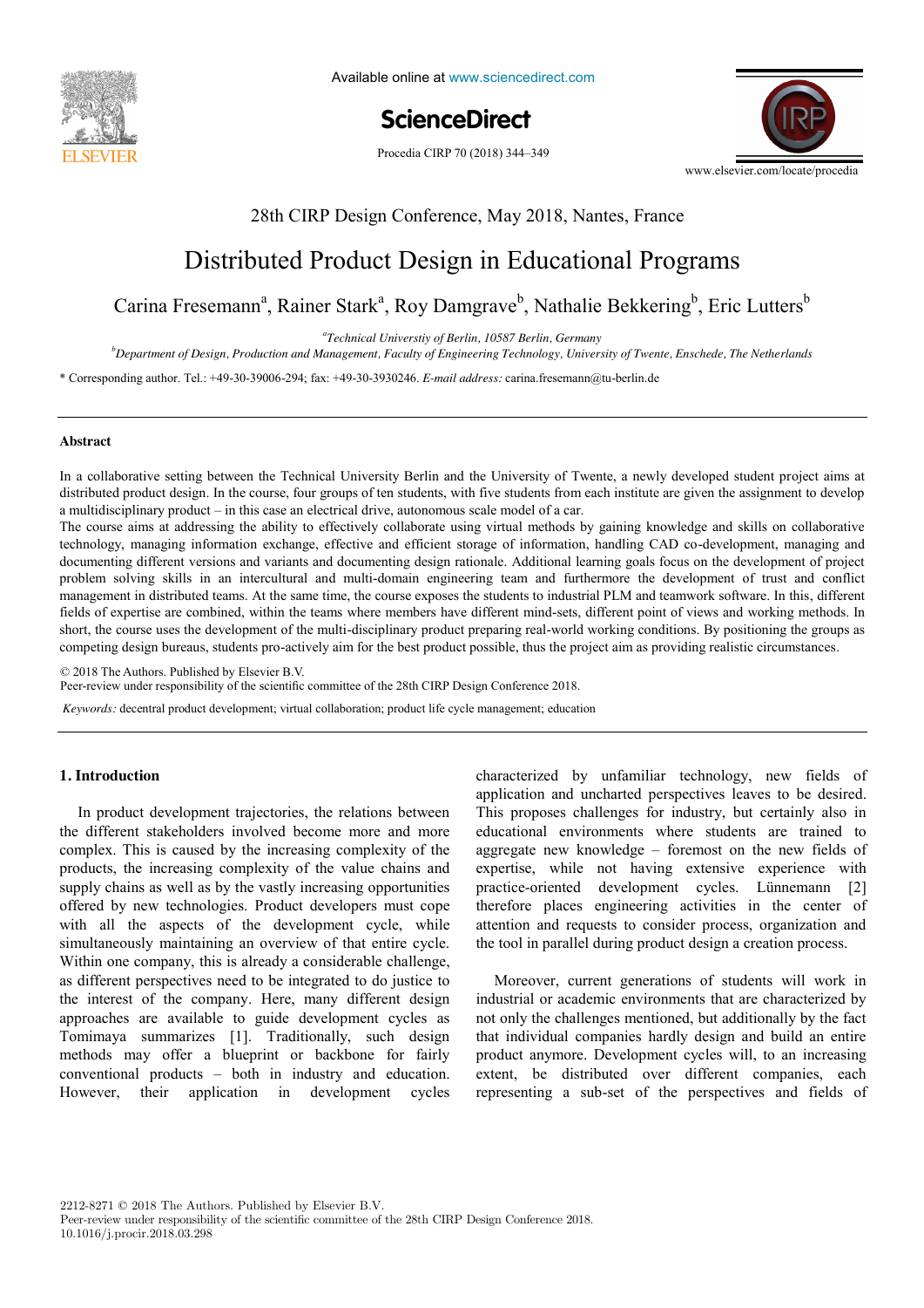28th CIRP Design Conference, May 2018, Nantes, France

# Distributed Product Design in Educational Programs

Carina Fresemann[a], Rainer Stark[a], Roy Damgrave[b], Nathalie Bekkering[b], Eric Lutters[b]

[a]Technical Universtiy of Berlin, 10587 Berlin, Germany

[b]Department of Design, Production and Management, Faculty of Engineering Technology, University of Twente, Enschede, The Netherlands

* Corresponding author. Tel.: +49-30-39006-294; fax: +49-30-3930246. *E-mail address:* carina.fresemann@tu-berlin.de

## Abstract

In a collaborative setting between the Technical University Berlin and the University of Twente, a newly developed student project aims at distributed product design. In the course, four groups of ten students, with five students from each institute are given the assignment to develop a multidisciplinary product – in this case an electrical drive, autonomous scale model of a car.

The course aims at addressing the ability to effectively collaborate using virtual methods by gaining knowledge and skills on collaborative technology, managing information exchange, effective and efficient storage of information, handling CAD co-development, managing and documenting different versions and variants and documenting design rationale. Additional learning goals focus on the development of project problem solving skills in an intercultural and multi-domain engineering team and furthermore the development of trust and conflict management in distributed teams. At the same time, the course exposes the students to industrial PLM and teamwork software. In this, different fields of expertise are combined, within the teams where members have different mind-sets, different point of views and working methods. In short, the course uses the development of the multi-disciplinary product preparing real-world working conditions. By positioning the groups as competing design bureaus, students pro-actively aim for the best product possible, thus the project aim as providing realistic circumstances.

© 2018 The Authors. Published by Elsevier B.V.
Peer-review under responsibility of the scientific committee of the 28th CIRP Design Conference 2018.

*Keywords:* decentral product development; virtual collaboration; product life cycle management; education

## 1. Introduction

In product development trajectories, the relations between the different stakeholders involved become more and more complex. This is caused by the increasing complexity of the products, the increasing complexity of the value chains and supply chains as well as by the vastly increasing opportunities offered by new technologies. Product developers must cope with all the aspects of the development cycle, while simultaneously maintaining an overview of that entire cycle. Within one company, this is already a considerable challenge, as different perspectives need to be integrated to do justice to the interest of the company. Here, many different design approaches are available to guide development cycles as Tomimaya summarizes [1]. Traditionally, such design methods may offer a blueprint or backbone for fairly conventional products – both in industry and education. However, their application in development cycles characterized by unfamiliar technology, new fields of application and uncharted perspectives leaves to be desired. This proposes challenges for industry, but certainly also in educational environments where students are trained to aggregate new knowledge – foremost on the new fields of expertise, while not having extensive experience with practice-oriented development cycles. Lünnemann [2] therefore places engineering activities in the center of attention and requests to consider process, organization and the tool in parallel during product design a creation process.

Moreover, current generations of students will work in industrial or academic environments that are characterized by not only the challenges mentioned, but additionally by the fact that individual companies hardly design and build an entire product anymore. Development cycles will, to an increasing extent, be distributed over different companies, each representing a sub-set of the perspectives and fields of

2212-8271 © 2018 The Authors. Published by Elsevier B.V.
Peer-review under responsibility of the scientific committee of the 28th CIRP Design Conference 2018.
10.1016/j.procir.2018.03.298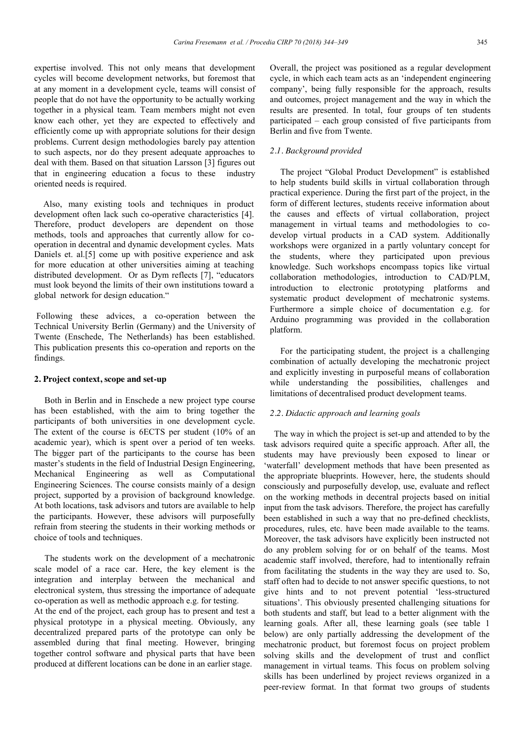expertise involved. This not only means that development cycles will become development networks, but foremost that at any moment in a development cycle, teams will consist of people that do not have the opportunity to be actually working together in a physical team. Team members might not even know each other, yet they are expected to effectively and efficiently come up with appropriate solutions for their design problems. Current design methodologies barely pay attention to such aspects, nor do they present adequate approaches to deal with them. Based on that situation Larsson [3] figures out that in engineering education a focus to these industry oriented needs is required.

Also, many existing tools and techniques in product development often lack such co-operative characteristics [4]. Therefore, product developers are dependent on those methods, tools and approaches that currently allow for co-operation in decentral and dynamic development cycles. Mats Daniels et. al.[5] come up with positive experience and ask for more education at other universities aiming at teaching distributed development. Or as Dym reflects [7], "educators must look beyond the limits of their own institutions toward a global network for design education."

Following these advices, a co-operation between the Technical University Berlin (Germany) and the University of Twente (Enschede, The Netherlands) has been established. This publication presents this co-operation and reports on the findings.

## 2. Project context, scope and set-up

Both in Berlin and in Enschede a new project type course has been established, with the aim to bring together the participants of both universities in one development cycle. The extent of the course is 6ECTS per student (10% of an academic year), which is spent over a period of ten weeks. The bigger part of the participants to the course has been master's students in the field of Industrial Design Engineering, Mechanical Engineering as well as Computational Engineering Sciences. The course consists mainly of a design project, supported by a provision of background knowledge. At both locations, task advisors and tutors are available to help the participants. However, these advisors will purposefully refrain from steering the students in their working methods or choice of tools and techniques.

The students work on the development of a mechatronic scale model of a race car. Here, the key element is the integration and interplay between the mechanical and electronical system, thus stressing the importance of adequate co-operation as well as methodic approach e.g. for testing. At the end of the project, each group has to present and test a physical prototype in a physical meeting. Obviously, any decentralized prepared parts of the prototype can only be assembled during that final meeting. However, bringing together control software and physical parts that have been produced at different locations can be done in an earlier stage.

Overall, the project was positioned as a regular development cycle, in which each team acts as an 'independent engineering company', being fully responsible for the approach, results and outcomes, project management and the way in which the results are presented. In total, four groups of ten students participated – each group consisted of five participants from Berlin and five from Twente.

### 2.1. Background provided

The project "Global Product Development" is established to help students build skills in virtual collaboration through practical experience. During the first part of the project, in the form of different lectures, students receive information about the causes and effects of virtual collaboration, project management in virtual teams and methodologies to co-develop virtual products in a CAD system. Additionally workshops were organized in a partly voluntary concept for the students, where they participated upon previous knowledge. Such workshops encompass topics like virtual collaboration methodologies, introduction to CAD/PLM, introduction to electronic prototyping platforms and systematic product development of mechatronic systems. Furthermore a simple choice of documentation e.g. for Arduino programming was provided in the collaboration platform.

For the participating student, the project is a challenging combination of actually developing the mechatronic project and explicitly investing in purposeful means of collaboration while understanding the possibilities, challenges and limitations of decentralised product development teams.

### 2.2. Didactic approach and learning goals

The way in which the project is set-up and attended to by the task advisors required quite a specific approach. After all, the students may have previously been exposed to linear or 'waterfall' development methods that have been presented as the appropriate blueprints. However, here, the students should consciously and purposefully develop, use, evaluate and reflect on the working methods in decentral projects based on initial input from the task advisors. Therefore, the project has carefully been established in such a way that no pre-defined checklists, procedures, rules, etc. have been made available to the teams. Moreover, the task advisors have explicitly been instructed not do any problem solving for or on behalf of the teams. Most academic staff involved, therefore, had to intentionally refrain from facilitating the students in the way they are used to. So, staff often had to decide to not answer specific questions, to not give hints and to not prevent potential 'less-structured situations'. This obviously presented challenging situations for both students and staff, but lead to a better alignment with the learning goals. After all, these learning goals (see table 1 below) are only partially addressing the development of the mechatronic product, but foremost focus on project problem solving skills and the development of trust and conflict management in virtual teams. This focus on problem solving skills has been underlined by project reviews organized in a peer-review format. In that format two groups of students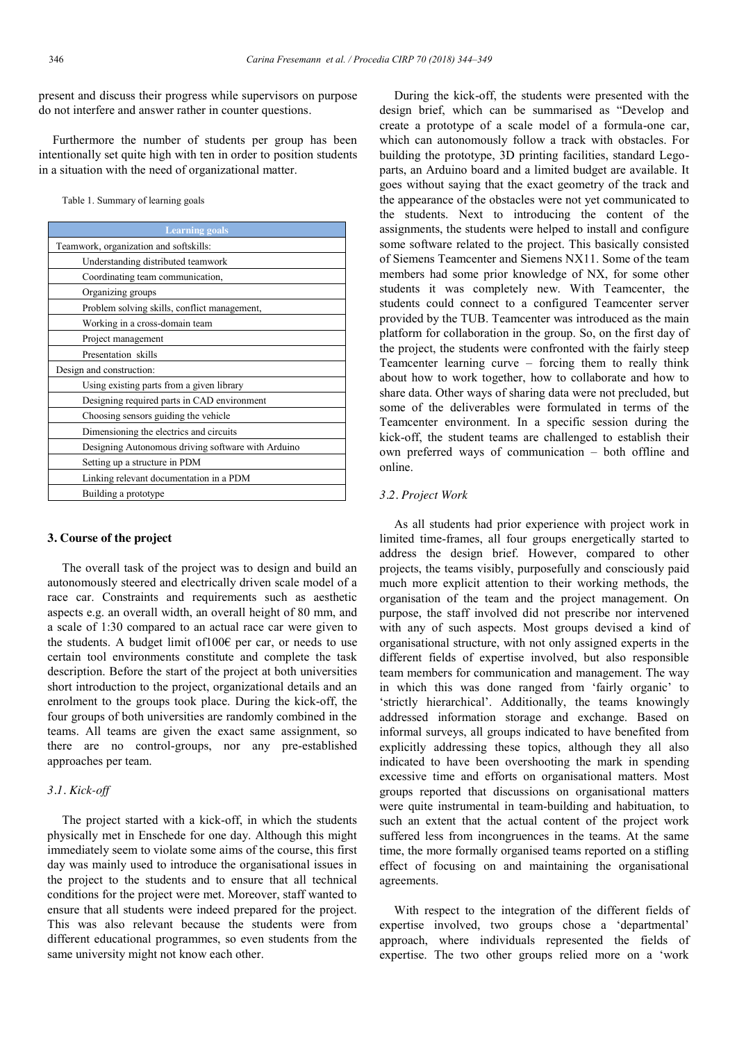present and discuss their progress while supervisors on purpose do not interfere and answer rather in counter questions.

Furthermore the number of students per group has been intentionally set quite high with ten in order to position students in a situation with the need of organizational matter.

Table 1. Summary of learning goals

| Learning goals |
|---|
| Teamwork, organization and softskills: |
| Understanding distributed teamwork |
| Coordinating team communication, |
| Organizing groups |
| Problem solving skills, conflict management, |
| Working in a cross-domain team |
| Project management |
| Presentation skills |
| Design and construction: |
| Using existing parts from a given library |
| Designing required parts in CAD environment |
| Choosing sensors guiding the vehicle |
| Dimensioning the electrics and circuits |
| Designing Autonomous driving software with Arduino |
| Setting up a structure in PDM |
| Linking relevant documentation in a PDM |
| Building a prototype |

## 3. Course of the project

The overall task of the project was to design and build an autonomously steered and electrically driven scale model of a race car. Constraints and requirements such as aesthetic aspects e.g. an overall width, an overall height of 80 mm, and a scale of 1:30 compared to an actual race car were given to the students. A budget limit of100€ per car, or needs to use certain tool environments constitute and complete the task description. Before the start of the project at both universities short introduction to the project, organizational details and an enrolment to the groups took place. During the kick-off, the four groups of both universities are randomly combined in the teams. All teams are given the exact same assignment, so there are no control-groups, nor any pre-established approaches per team.

### 3.1. Kick-off

The project started with a kick-off, in which the students physically met in Enschede for one day. Although this might immediately seem to violate some aims of the course, this first day was mainly used to introduce the organisational issues in the project to the students and to ensure that all technical conditions for the project were met. Moreover, staff wanted to ensure that all students were indeed prepared for the project. This was also relevant because the students were from different educational programmes, so even students from the same university might not know each other.

During the kick-off, the students were presented with the design brief, which can be summarised as "Develop and create a prototype of a scale model of a formula-one car, which can autonomously follow a track with obstacles. For building the prototype, 3D printing facilities, standard Lego-parts, an Arduino board and a limited budget are available. It goes without saying that the exact geometry of the track and the appearance of the obstacles were not yet communicated to the students. Next to introducing the content of the assignments, the students were helped to install and configure some software related to the project. This basically consisted of Siemens Teamcenter and Siemens NX11. Some of the team members had some prior knowledge of NX, for some other students it was completely new. With Teamcenter, the students could connect to a configured Teamcenter server provided by the TUB. Teamcenter was introduced as the main platform for collaboration in the group. So, on the first day of the project, the students were confronted with the fairly steep Teamcenter learning curve – forcing them to really think about how to work together, how to collaborate and how to share data. Other ways of sharing data were not precluded, but some of the deliverables were formulated in terms of the Teamcenter environment. In a specific session during the kick-off, the student teams are challenged to establish their own preferred ways of communication – both offline and online.

### 3.2. Project Work

As all students had prior experience with project work in limited time-frames, all four groups energetically started to address the design brief. However, compared to other projects, the teams visibly, purposefully and consciously paid much more explicit attention to their working methods, the organisation of the team and the project management. On purpose, the staff involved did not prescribe nor intervened with any of such aspects. Most groups devised a kind of organisational structure, with not only assigned experts in the different fields of expertise involved, but also responsible team members for communication and management. The way in which this was done ranged from 'fairly organic' to 'strictly hierarchical'. Additionally, the teams knowingly addressed information storage and exchange. Based on informal surveys, all groups indicated to have benefited from explicitly addressing these topics, although they all also indicated to have been overshooting the mark in spending excessive time and efforts on organisational matters. Most groups reported that discussions on organisational matters were quite instrumental in team-building and habituation, to such an extent that the actual content of the project work suffered less from incongruences in the teams. At the same time, the more formally organised teams reported on a stifling effect of focusing on and maintaining the organisational agreements.

With respect to the integration of the different fields of expertise involved, two groups chose a 'departmental' approach, where individuals represented the fields of expertise. The two other groups relied more on a 'work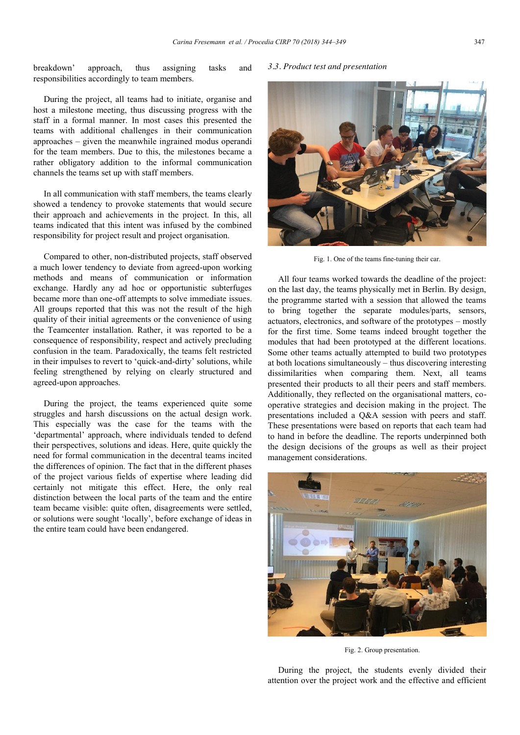breakdown' approach, thus assigning tasks and responsibilities accordingly to team members.

During the project, all teams had to initiate, organise and host a milestone meeting, thus discussing progress with the staff in a formal manner. In most cases this presented the teams with additional challenges in their communication approaches – given the meanwhile ingrained modus operandi for the team members. Due to this, the milestones became a rather obligatory addition to the informal communication channels the teams set up with staff members.

In all communication with staff members, the teams clearly showed a tendency to provoke statements that would secure their approach and achievements in the project. In this, all teams indicated that this intent was infused by the combined responsibility for project result and project organisation.

Compared to other, non-distributed projects, staff observed a much lower tendency to deviate from agreed-upon working methods and means of communication or information exchange. Hardly any ad hoc or opportunistic subterfuges became more than one-off attempts to solve immediate issues. All groups reported that this was not the result of the high quality of their initial agreements or the convenience of using the Teamcenter installation. Rather, it was reported to be a consequence of responsibility, respect and actively precluding confusion in the team. Paradoxically, the teams felt restricted in their impulses to revert to 'quick-and-dirty' solutions, while feeling strengthened by relying on clearly structured and agreed-upon approaches.

During the project, the teams experienced quite some struggles and harsh discussions on the actual design work. This especially was the case for the teams with the 'departmental' approach, where individuals tended to defend their perspectives, solutions and ideas. Here, quite quickly the need for formal communication in the decentral teams incited the differences of opinion. The fact that in the different phases of the project various fields of expertise where leading did certainly not mitigate this effect. Here, the only real distinction between the local parts of the team and the entire team became visible: quite often, disagreements were settled, or solutions were sought 'locally', before exchange of ideas in the entire team could have been endangered.

### 3.3. Product test and presentation

Fig. 1. One of the teams fine-tuning their car.

All four teams worked towards the deadline of the project: on the last day, the teams physically met in Berlin. By design, the programme started with a session that allowed the teams to bring together the separate modules/parts, sensors, actuators, electronics, and software of the prototypes – mostly for the first time. Some teams indeed brought together the modules that had been prototyped at the different locations. Some other teams actually attempted to build two prototypes at both locations simultaneously – thus discovering interesting dissimilarities when comparing them. Next, all teams presented their products to all their peers and staff members. Additionally, they reflected on the organisational matters, co-operative strategies and decision making in the project. The presentations included a Q&A session with peers and staff. These presentations were based on reports that each team had to hand in before the deadline. The reports underpinned both the design decisions of the groups as well as their project management considerations.

Fig. 2. Group presentation.

During the project, the students evenly divided their attention over the project work and the effective and efficient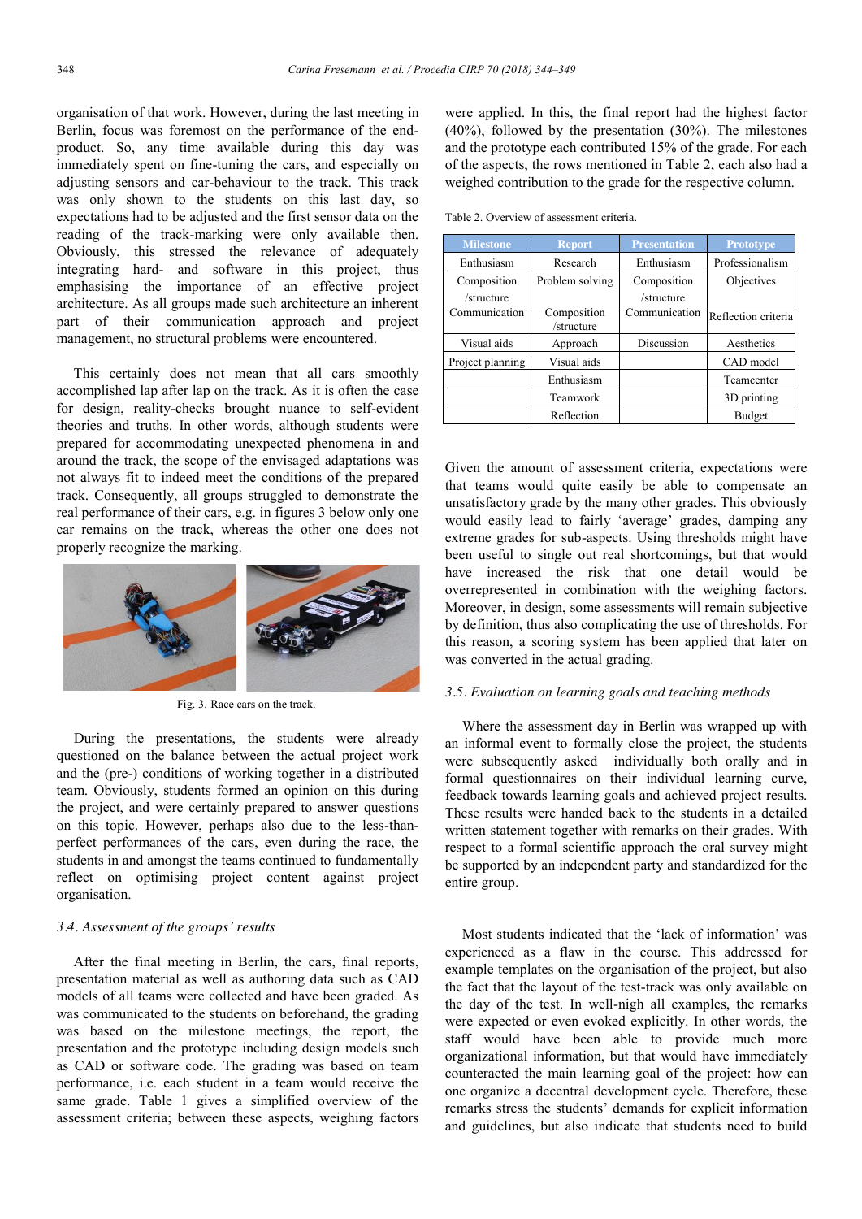organisation of that work. However, during the last meeting in Berlin, focus was foremost on the performance of the end-product. So, any time available during this day was immediately spent on fine-tuning the cars, and especially on adjusting sensors and car-behaviour to the track. This track was only shown to the students on this last day, so expectations had to be adjusted and the first sensor data on the reading of the track-marking were only available then. Obviously, this stressed the relevance of adequately integrating hard- and software in this project, thus emphasising the importance of an effective project architecture. As all groups made such architecture an inherent part of their communication approach and project management, no structural problems were encountered.

This certainly does not mean that all cars smoothly accomplished lap after lap on the track. As it is often the case for design, reality-checks brought nuance to self-evident theories and truths. In other words, although students were prepared for accommodating unexpected phenomena in and around the track, the scope of the envisaged adaptations was not always fit to indeed meet the conditions of the prepared track. Consequently, all groups struggled to demonstrate the real performance of their cars, e.g. in figures 3 below only one car remains on the track, whereas the other one does not properly recognize the marking.

Fig. 3. Race cars on the track.

During the presentations, the students were already questioned on the balance between the actual project work and the (pre-) conditions of working together in a distributed team. Obviously, students formed an opinion on this during the project, and were certainly prepared to answer questions on this topic. However, perhaps also due to the less-than-perfect performances of the cars, even during the race, the students in and amongst the teams continued to fundamentally reflect on optimising project content against project organisation.

### 3.4. Assessment of the groups' results

After the final meeting in Berlin, the cars, final reports, presentation material as well as authoring data such as CAD models of all teams were collected and have been graded. As was communicated to the students on beforehand, the grading was based on the milestone meetings, the report, the presentation and the prototype including design models such as CAD or software code. The grading was based on team performance, i.e. each student in a team would receive the same grade. Table 1 gives a simplified overview of the assessment criteria; between these aspects, weighing factors were applied. In this, the final report had the highest factor (40%), followed by the presentation (30%). The milestones and the prototype each contributed 15% of the grade. For each of the aspects, the rows mentioned in Table 2, each also had a weighed contribution to the grade for the respective column.

Table 2. Overview of assessment criteria.

| Milestone | Report | Presentation | Prototype |
|---|---|---|---|
| Enthusiasm | Research | Enthusiasm | Professionalism |
| Composition /structure | Problem solving | Composition /structure | Objectives |
| Communication | Composition /structure | Communication | Reflection criteria |
| Visual aids | Approach | Discussion | Aesthetics |
| Project planning | Visual aids | | CAD model |
| | Enthusiasm | | Teamcenter |
| | Teamwork | | 3D printing |
| | Reflection | | Budget |

Given the amount of assessment criteria, expectations were that teams would quite easily be able to compensate an unsatisfactory grade by the many other grades. This obviously would easily lead to fairly 'average' grades, damping any extreme grades for sub-aspects. Using thresholds might have been useful to single out real shortcomings, but that would have increased the risk that one detail would be overrepresented in combination with the weighing factors. Moreover, in design, some assessments will remain subjective by definition, thus also complicating the use of thresholds. For this reason, a scoring system has been applied that later on was converted in the actual grading.

### 3.5. Evaluation on learning goals and teaching methods

Where the assessment day in Berlin was wrapped up with an informal event to formally close the project, the students were subsequently asked individually both orally and in formal questionnaires on their individual learning curve, feedback towards learning goals and achieved project results. These results were handed back to the students in a detailed written statement together with remarks on their grades. With respect to a formal scientific approach the oral survey might be supported by an independent party and standardized for the entire group.

Most students indicated that the 'lack of information' was experienced as a flaw in the course. This addressed for example templates on the organisation of the project, but also the fact that the layout of the test-track was only available on the day of the test. In well-nigh all examples, the remarks were expected or even evoked explicitly. In other words, the staff would have been able to provide much more organizational information, but that would have immediately counteracted the main learning goal of the project: how can one organize a decentral development cycle. Therefore, these remarks stress the students' demands for explicit information and guidelines, but also indicate that students need to build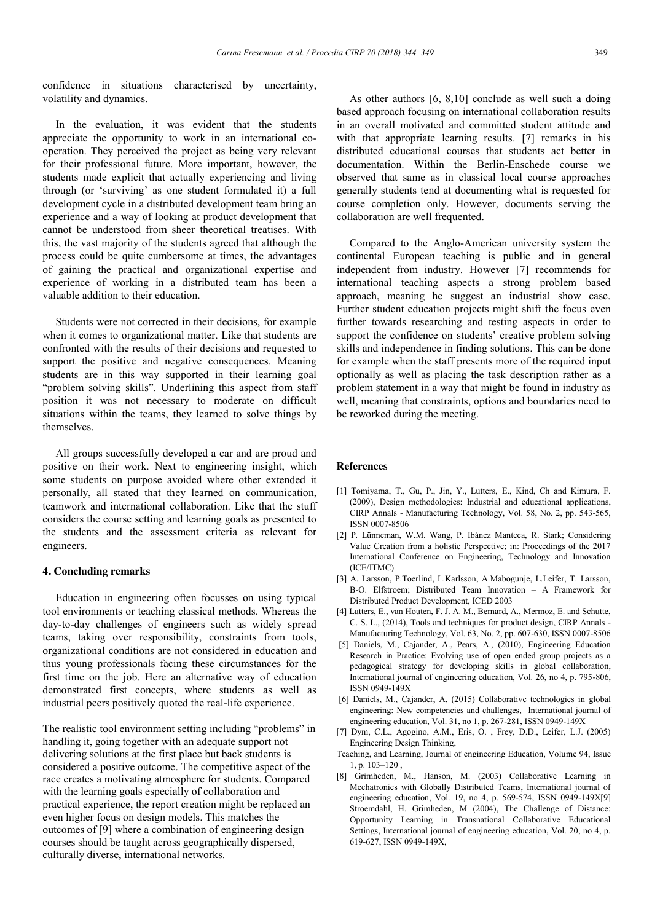confidence in situations characterised by uncertainty, volatility and dynamics.

In the evaluation, it was evident that the students appreciate the opportunity to work in an international co-operation. They perceived the project as being very relevant for their professional future. More important, however, the students made explicit that actually experiencing and living through (or 'surviving' as one student formulated it) a full development cycle in a distributed development team bring an experience and a way of looking at product development that cannot be understood from sheer theoretical treatises. With this, the vast majority of the students agreed that although the process could be quite cumbersome at times, the advantages of gaining the practical and organizational expertise and experience of working in a distributed team has been a valuable addition to their education.

Students were not corrected in their decisions, for example when it comes to organizational matter. Like that students are confronted with the results of their decisions and requested to support the positive and negative consequences. Meaning students are in this way supported in their learning goal "problem solving skills". Underlining this aspect from staff position it was not necessary to moderate on difficult situations within the teams, they learned to solve things by themselves.

All groups successfully developed a car and are proud and positive on their work. Next to engineering insight, which some students on purpose avoided where other extended it personally, all stated that they learned on communication, teamwork and international collaboration. Like that the stuff considers the course setting and learning goals as presented to the students and the assessment criteria as relevant for engineers.

## 4. Concluding remarks

Education in engineering often focusses on using typical tool environments or teaching classical methods. Whereas the day-to-day challenges of engineers such as widely spread teams, taking over responsibility, constraints from tools, organizational conditions are not considered in education and thus young professionals facing these circumstances for the first time on the job. Here an alternative way of education demonstrated first concepts, where students as well as industrial peers positively quoted the real-life experience.

The realistic tool environment setting including "problems" in handling it, going together with an adequate support not delivering solutions at the first place but back students is considered a positive outcome. The competitive aspect of the race creates a motivating atmosphere for students. Compared with the learning goals especially of collaboration and practical experience, the report creation might be replaced an even higher focus on design models. This matches the outcomes of [9] where a combination of engineering design courses should be taught across geographically dispersed, culturally diverse, international networks.

As other authors [6, 8,10] conclude as well such a doing based approach focusing on international collaboration results in an overall motivated and committed student attitude and with that appropriate learning results. [7] remarks in his distributed educational courses that students act better in documentation. Within the Berlin-Enschede course we observed that same as in classical local course approaches generally students tend at documenting what is requested for course completion only. However, documents serving the collaboration are well frequented.

Compared to the Anglo-American university system the continental European teaching is public and in general independent from industry. However [7] recommends for international teaching aspects a strong problem based approach, meaning he suggest an industrial show case. Further student education projects might shift the focus even further towards researching and testing aspects in order to support the confidence on students' creative problem solving skills and independence in finding solutions. This can be done for example when the staff presents more of the required input optionally as well as placing the task description rather as a problem statement in a way that might be found in industry as well, meaning that constraints, options and boundaries need to be reworked during the meeting.

## References

[1] Tomiyama, T., Gu, P., Jin, Y., Lutters, E., Kind, Ch and Kimura, F. (2009), Design methodologies: Industrial and educational applications, CIRP Annals - Manufacturing Technology, Vol. 58, No. 2, pp. 543-565, ISSN 0007-8506

[2] P. Lünneman, W.M. Wang, P. Ibánez Manteca, R. Stark; Considering Value Creation from a holistic Perspective; in: Proceedings of the 2017 International Conference on Engineering, Technology and Innovation (ICE/ITMC)

[3] A. Larsson, P.Toerlind, L.Karlsson, A.Mabogunje, L.Leifer, T. Larsson, B-O. Elfstroem; Distributed Team Innovation – A Framework for Distributed Product Development, ICED 2003

[4] Lutters, E., van Houten, F. J. A. M., Bernard, A., Mermoz, E. and Schutte, C. S. L., (2014), Tools and techniques for product design, CIRP Annals - Manufacturing Technology, Vol. 63, No. 2, pp. 607-630, ISSN 0007-8506

[5] Daniels, M., Cajander, A., Pears, A., (2010), Engineering Education Research in Practice: Evolving use of open ended group projects as a pedagogical strategy for developing skills in global collaboration, International journal of engineering education, Vol. 26, no 4, p. 795-806, ISSN 0949-149X

[6] Daniels, M., Cajander, A, (2015) Collaborative technologies in global engineering: New competencies and challenges, International journal of engineering education, Vol. 31, no 1, p. 267-281, ISSN 0949-149X

[7] Dym, C.L., Agogino, A.M., Eris, O. , Frey, D.D., Leifer, L.J. (2005) Engineering Design Thinking, Teaching, and Learning, Journal of engineering Education, Volume 94, Issue 1, p. 103–120 ,

[8] Grimheden, M., Hanson, M. (2003) Collaborative Learning in Mechatronics with Globally Distributed Teams, International journal of engineering education, Vol. 19, no 4, p. 569-574, ISSN 0949-149X[9] Stroemdahl, H. Grimheden, M (2004), The Challenge of Distance: Opportunity Learning in Transnational Collaborative Educational Settings, International journal of engineering education, Vol. 20, no 4, p. 619-627, ISSN 0949-149X,